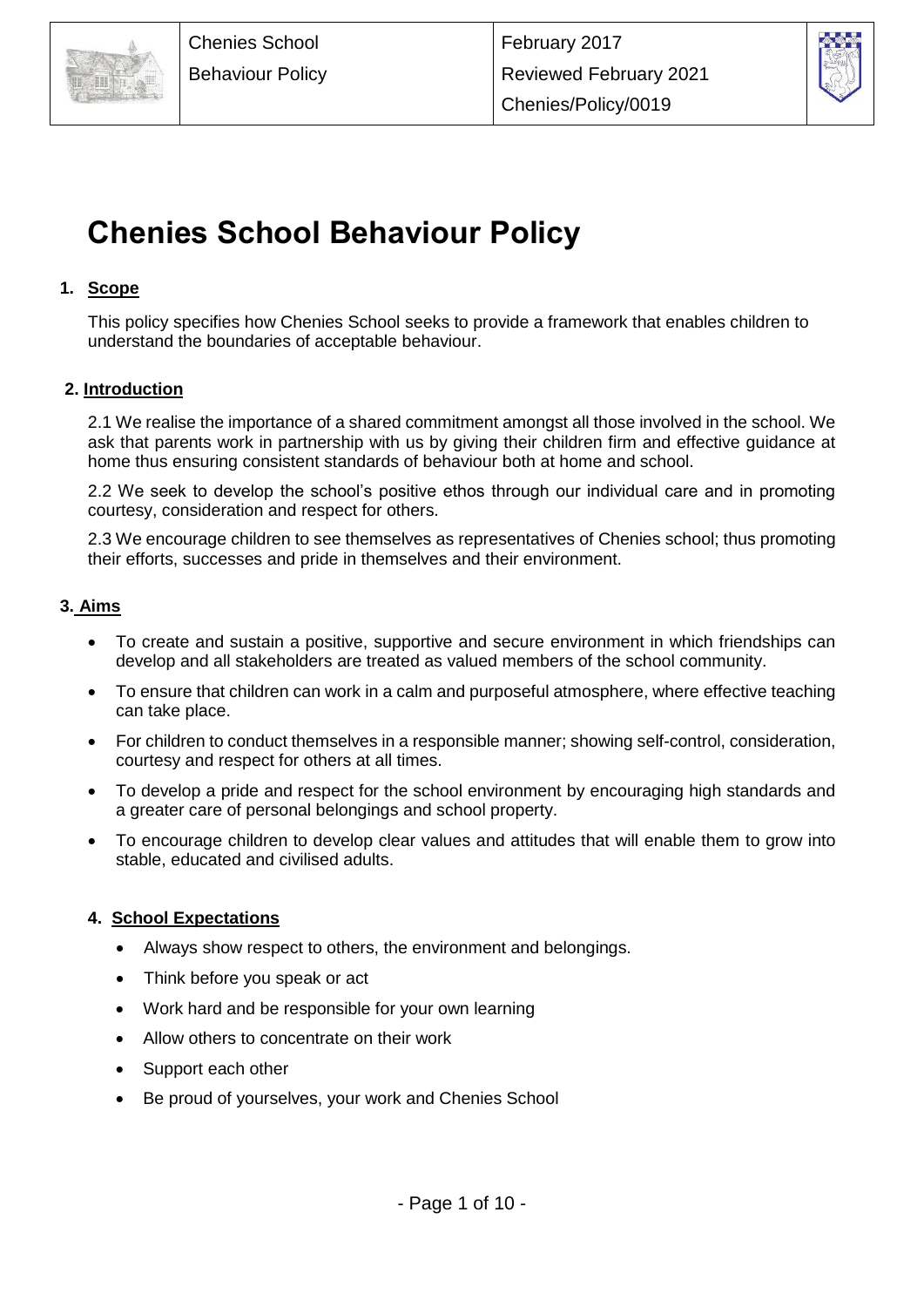# Chenies School Behaviour Policy

## 1. Scope

This policy specifies how Chenies School seeks to provide a framework that enables children to understand the boundaries of acceptable behaviour.

## 2. Introduction

2.1 We realise the importance of a shared commitment amongst all those involved in the school. We ask that parents work in partnership with us by giving their children firm and effective guidance at home thus ensuring consistent standards of behaviour both at home and school.

2.2 We seek to develop the school's positive ethos through our individual care and in promoting courtesy, consideration and respect for others.

2.3 We encourage children to see themselves as representatives of Chenies school; thus promoting their efforts, successes and pride in themselves and their environment.

## 3. Aims

- To create and sustain a positive, supportive and secure environment in which friendships can develop and all stakeholders are treated as valued members of the school community.
- To ensure that children can work in a calm and purposeful atmosphere, where effective teaching can take place.
- For children to conduct themselves in a responsible manner; showing self-control, consideration, courtesy and respect for others at all times.
- To develop a pride and respect for the school environment by encouraging high standards and a greater care of personal belongings and school property.
- To encourage children to develop clear values and attitudes that will enable them to grow into stable, educated and civilised adults.

## 4. School Expectations

- Always show respect to others, the environment and belongings.
- Think before you speak or act
- Work hard and be responsible for your own learning
- Allow others to concentrate on their work
- Support each other
- Be proud of yourselves, your work and Chenies School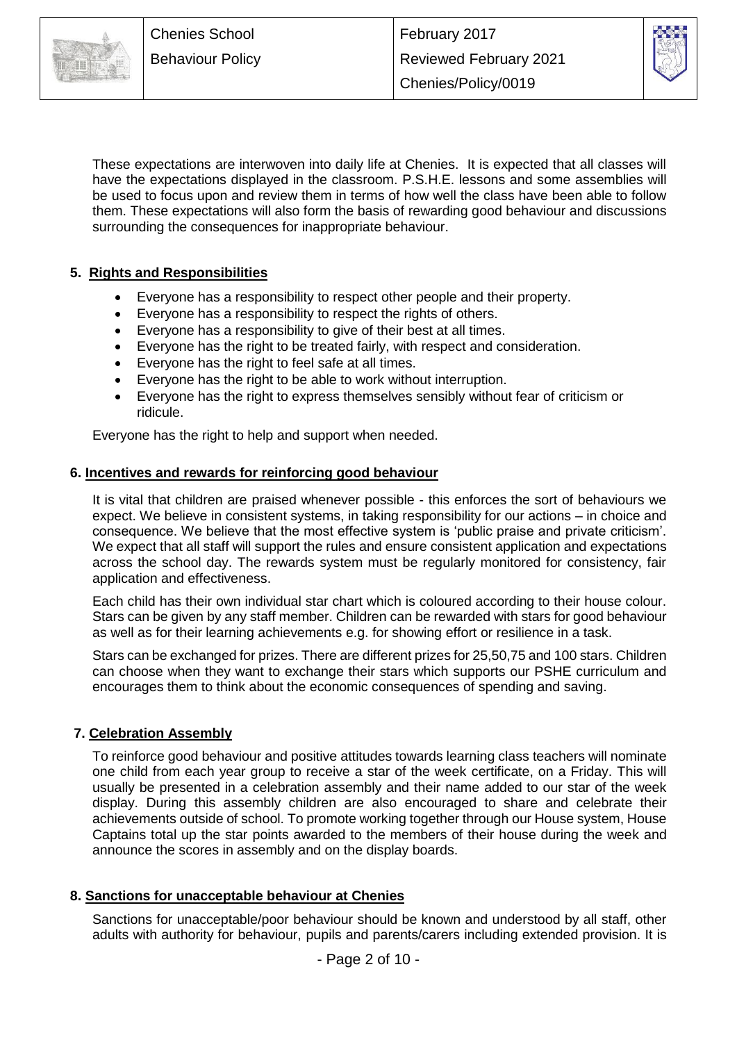These expectations are interwoven into daily life at Chenies. It is expected that all classes will have the expectations displayed in the classroom. P.S.H.E. lessons and some assemblies will be used to focus upon and review them in terms of how well the class have been able to follow them. These expectations will also form the basis of rewarding good behaviour and discussions surrounding the consequences for inappropriate behaviour.

## 5. Rights and Responsibilities

- Everyone has a responsibility to respect other people and their property.
- Everyone has a responsibility to respect the rights of others.
- Everyone has a responsibility to give of their best at all times.
- Everyone has the right to be treated fairly, with respect and consideration.
- Everyone has the right to feel safe at all times.
- Everyone has the right to be able to work without interruption.
- Everyone has the right to express themselves sensibly without fear of criticism or ridicule.

Everyone has the right to help and support when needed.

## 6. Incentives and rewards for reinforcing good behaviour

It is vital that children are praised whenever possible - this enforces the sort of behaviours we expect. We believe in consistent systems, in taking responsibility for our actions – in choice and consequence. We believe that the most effective system is 'public praise and private criticism'. We expect that all staff will support the rules and ensure consistent application and expectations across the school day. The rewards system must be regularly monitored for consistency, fair application and effectiveness.

Each child has their own individual star chart which is coloured according to their house colour. Stars can be given by any staff member. Children can be rewarded with stars for good behaviour as well as for their learning achievements e.g. for showing effort or resilience in a task.

Stars can be exchanged for prizes. There are different prizes for 25,50,75 and 100 stars. Children can choose when they want to exchange their stars which supports our PSHE curriculum and encourages them to think about the economic consequences of spending and saving.

## 7. Celebration Assembly

To reinforce good behaviour and positive attitudes towards learning class teachers will nominate one child from each year group to receive a star of the week certificate, on a Friday. This will usually be presented in a celebration assembly and their name added to our star of the week display. During this assembly children are also encouraged to share and celebrate their achievements outside of school. To promote working together through our House system, House Captains total up the star points awarded to the members of their house during the week and announce the scores in assembly and on the display boards.

## 8. Sanctions for unacceptable behaviour at Chenies

Sanctions for unacceptable/poor behaviour should be known and understood by all staff, other adults with authority for behaviour, pupils and parents/carers including extended provision. It is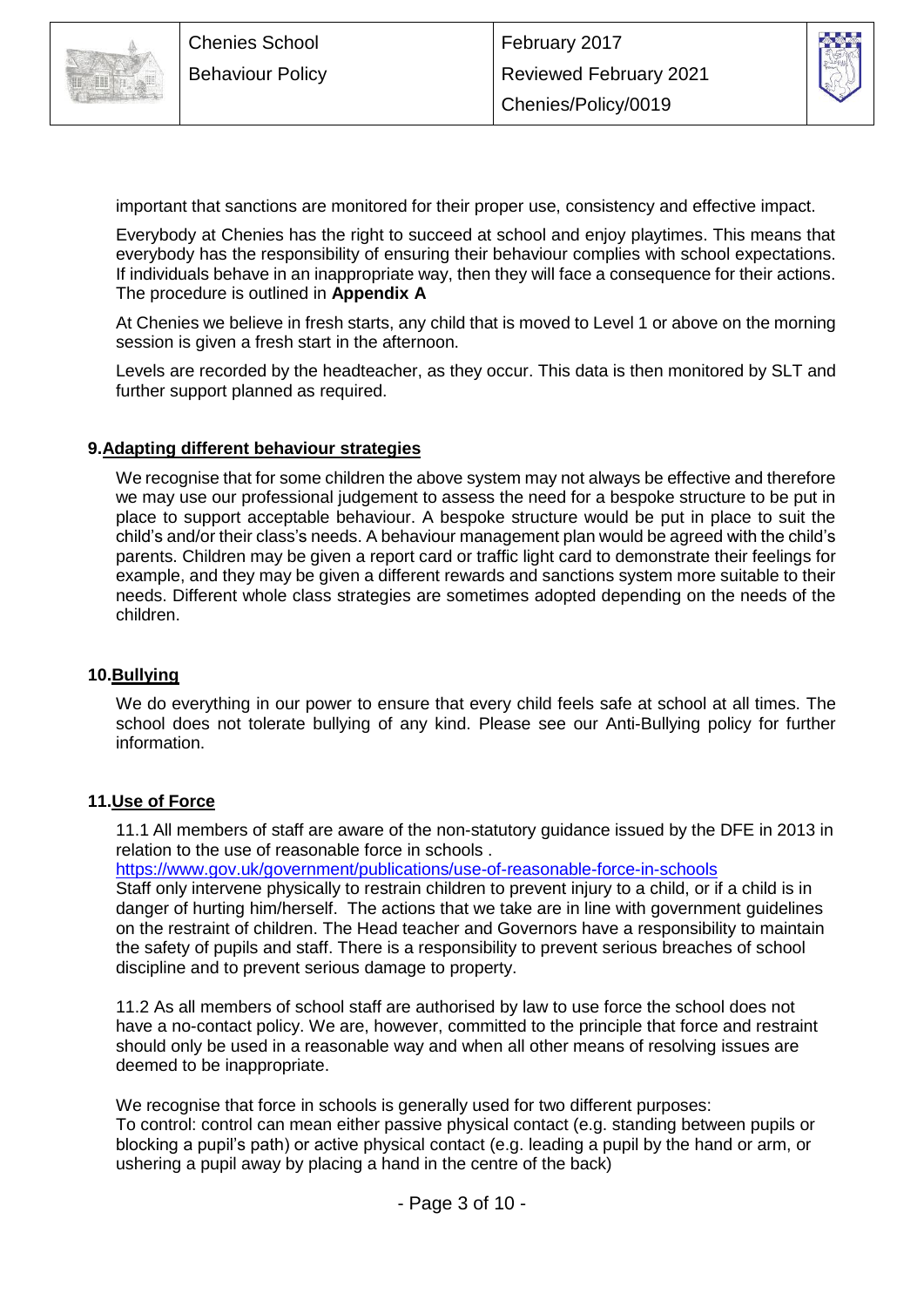important that sanctions are monitored for their proper use, consistency and effective impact.

Everybody at Chenies has the right to succeed at school and enjoy playtimes. This means that everybody has the responsibility of ensuring their behaviour complies with school expectations. If individuals behave in an inappropriate way, then they will face a consequence for their actions. The procedure is outlined in **Appendix A**

At Chenies we believe in fresh starts, any child that is moved to Level 1 or above on the morning session is given a fresh start in the afternoon.

Levels are recorded by the headteacher, as they occur. This data is then monitored by SLT and further support planned as required.

## 9. Adapting different behaviour strategies

We recognise that for some children the above system may not always be effective and therefore we may use our professional judgement to assess the need for a bespoke structure to be put in place to support acceptable behaviour. A bespoke structure would be put in place to suit the child's and/or their class's needs. A behaviour management plan would be agreed with the child's parents. Children may be given a report card or traffic light card to demonstrate their feelings for example, and they may be given a different rewards and sanctions system more suitable to their needs. Different whole class strategies are sometimes adopted depending on the needs of the children.

## 10. Bullying

We do everything in our power to ensure that every child feels safe at school at all times. The school does not tolerate bullying of any kind. Please see our Anti-Bullying policy for further information.

## 11. Use of Force

11.1 All members of staff are aware of the non-statutory guidance issued by the DFE in 2013 in relation to the use of reasonable force in schools .
https://www.gov.uk/government/publications/use-of-reasonable-force-in-schools
Staff only intervene physically to restrain children to prevent injury to a child, or if a child is in danger of hurting him/herself. The actions that we take are in line with government guidelines on the restraint of children. The Head teacher and Governors have a responsibility to maintain the safety of pupils and staff. There is a responsibility to prevent serious breaches of school discipline and to prevent serious damage to property.

11.2 As all members of school staff are authorised by law to use force the school does not have a no-contact policy. We are, however, committed to the principle that force and restraint should only be used in a reasonable way and when all other means of resolving issues are deemed to be inappropriate.

We recognise that force in schools is generally used for two different purposes:
To control: control can mean either passive physical contact (e.g. standing between pupils or blocking a pupil's path) or active physical contact (e.g. leading a pupil by the hand or arm, or ushering a pupil away by placing a hand in the centre of the back)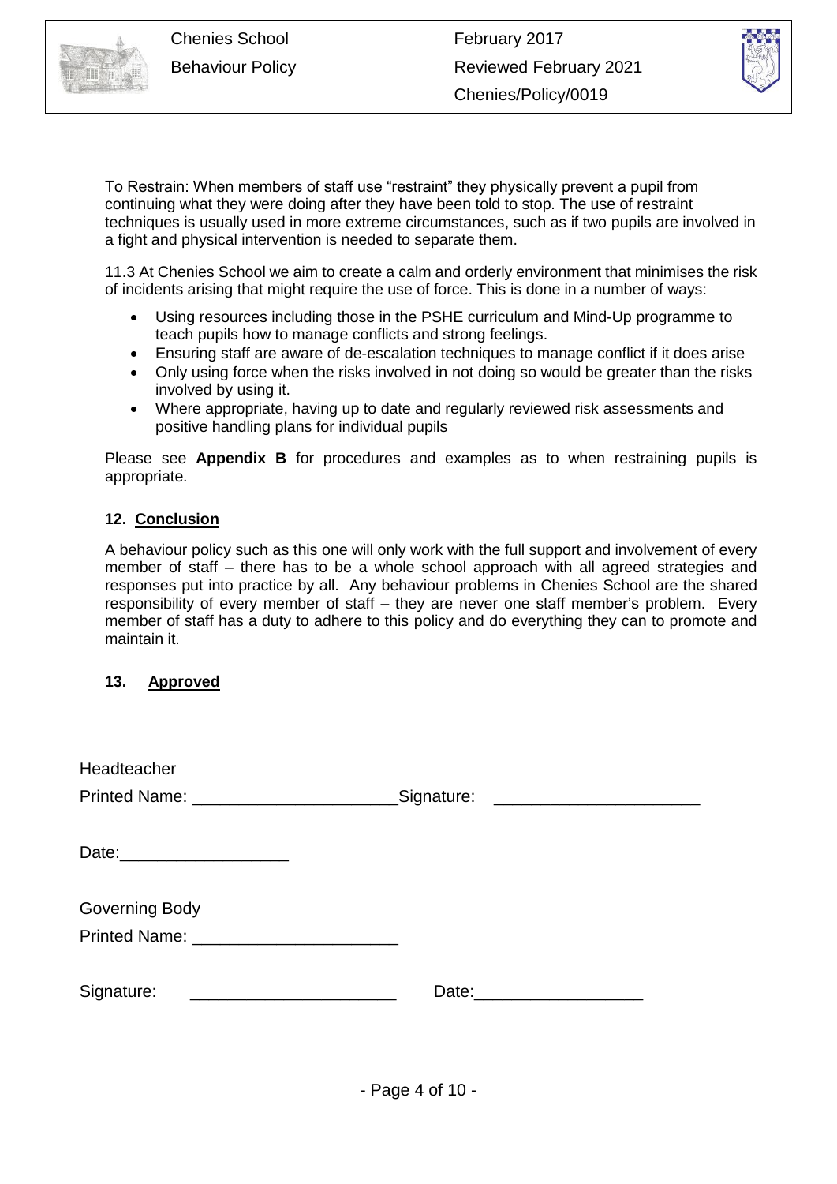To Restrain: When members of staff use “restraint” they physically prevent a pupil from continuing what they were doing after they have been told to stop. The use of restraint techniques is usually used in more extreme circumstances, such as if two pupils are involved in a fight and physical intervention is needed to separate them.

11.3 At Chenies School we aim to create a calm and orderly environment that minimises the risk of incidents arising that might require the use of force. This is done in a number of ways:

- Using resources including those in the PSHE curriculum and Mind-Up programme to teach pupils how to manage conflicts and strong feelings.
- Ensuring staff are aware of de-escalation techniques to manage conflict if it does arise
- Only using force when the risks involved in not doing so would be greater than the risks involved by using it.
- Where appropriate, having up to date and regularly reviewed risk assessments and positive handling plans for individual pupils

Please see **Appendix B** for procedures and examples as to when restraining pupils is appropriate.

### 12. Conclusion

A behaviour policy such as this one will only work with the full support and involvement of every member of staff – there has to be a whole school approach with all agreed strategies and responses put into practice by all. Any behaviour problems in Chenies School are the shared responsibility of every member of staff – they are never one staff member’s problem. Every member of staff has a duty to adhere to this policy and do everything they can to promote and maintain it.

### 13. Approved

Headteacher

Printed Name: ______________________ Signature: ______________________

Date: __________________

Governing Body

Printed Name: ______________________

Signature: ______________________ Date: __________________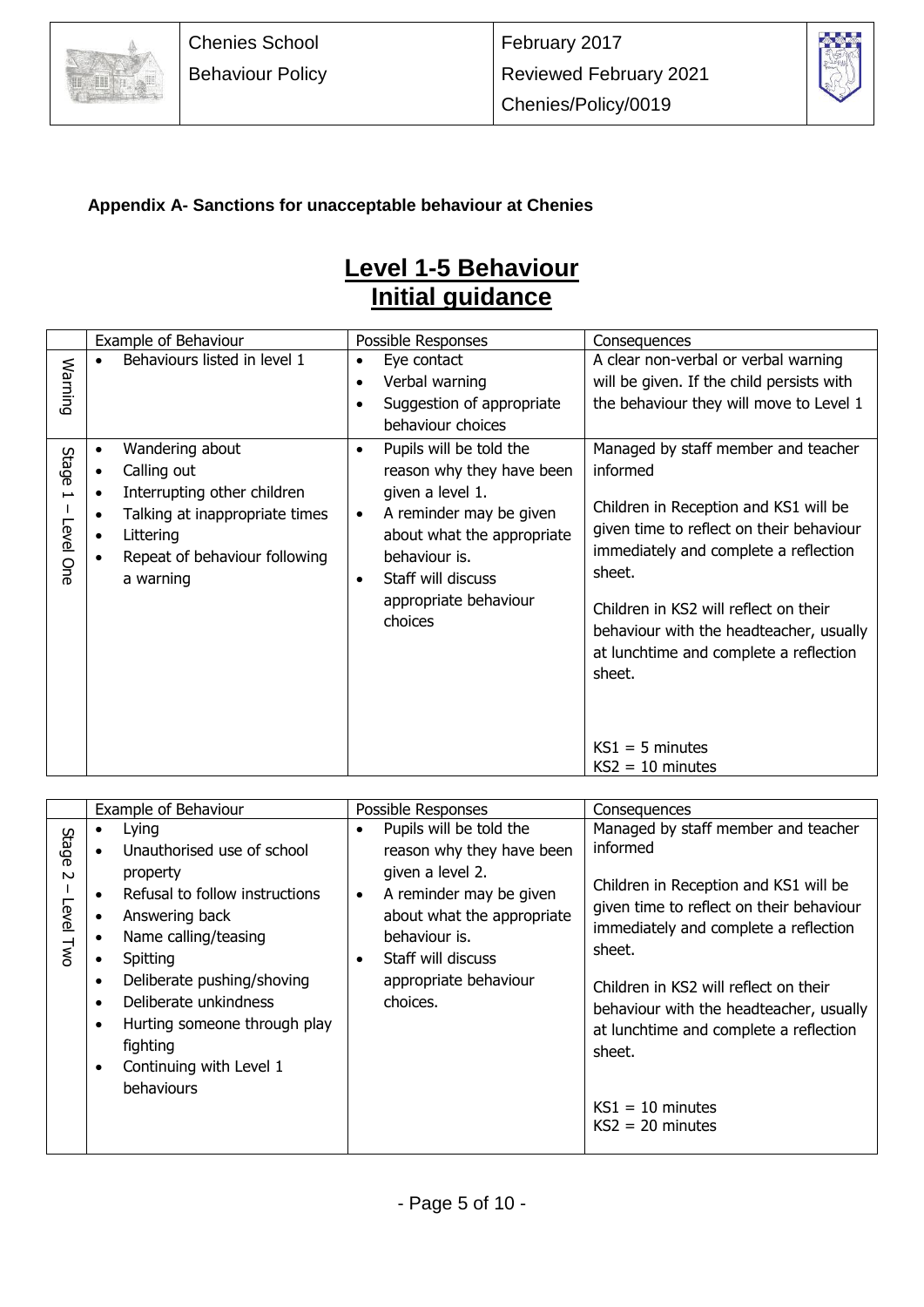### Appendix A- Sanctions for unacceptable behaviour at Chenies

# Level 1-5 Behaviour
# Initial guidance

| | Example of Behaviour | Possible Responses | Consequences |
|---|---|---|---|
| Warning | • Behaviours listed in level 1 | • Eye contact<br>• Verbal warning<br>• Suggestion of appropriate behaviour choices | A clear non-verbal or verbal warning will be given. If the child persists with the behaviour they will move to Level 1 |
| Stage 1 – Level One | • Wandering about<br>• Calling out<br>• Interrupting other children<br>• Talking at inappropriate times<br>• Littering<br>• Repeat of behaviour following a warning | • Pupils will be told the reason why they have been given a level 1.<br>• A reminder may be given about what the appropriate behaviour is.<br>• Staff will discuss appropriate behaviour choices | Managed by staff member and teacher informed<br><br>Children in Reception and KS1 will be given time to reflect on their behaviour immediately and complete a reflection sheet.<br><br>Children in KS2 will reflect on their behaviour with the headteacher, usually at lunchtime and complete a reflection sheet.<br><br>KS1 = 5 minutes<br>KS2 = 10 minutes |

| | Example of Behaviour | Possible Responses | Consequences |
|---|---|---|---|
| Stage 2 – Level Two | • Lying<br>• Unauthorised use of school property<br>• Refusal to follow instructions<br>• Answering back<br>• Name calling/teasing<br>• Spitting<br>• Deliberate pushing/shoving<br>• Deliberate unkindness<br>• Hurting someone through play fighting<br>• Continuing with Level 1 behaviours | • Pupils will be told the reason why they have been given a level 2.<br>• A reminder may be given about what the appropriate behaviour is.<br>• Staff will discuss appropriate behaviour choices. | Managed by staff member and teacher informed<br><br>Children in Reception and KS1 will be given time to reflect on their behaviour immediately and complete a reflection sheet.<br><br>Children in KS2 will reflect on their behaviour with the headteacher, usually at lunchtime and complete a reflection sheet.<br><br>KS1 = 10 minutes<br>KS2 = 20 minutes |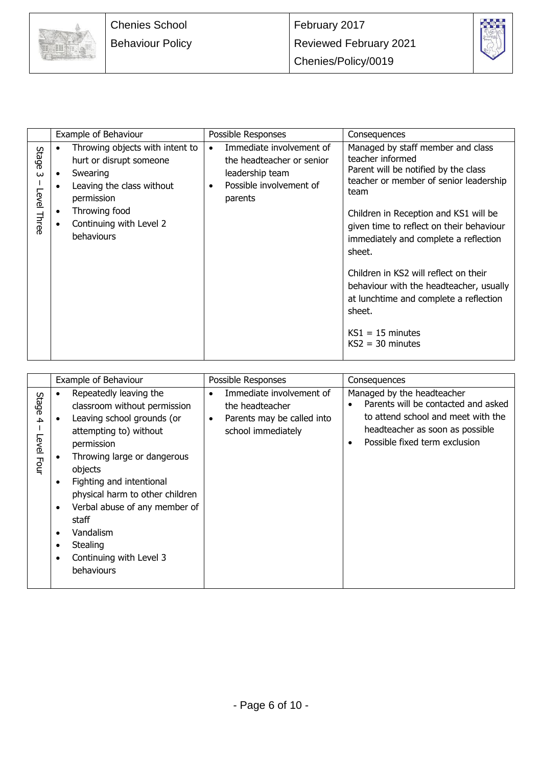| | Example of Behaviour | Possible Responses | Consequences |
|---|---|---|---|
| Stage 3 – Level Three | • Throwing objects with intent to hurt or disrupt someone<br>• Swearing<br>• Leaving the class without permission<br>• Throwing food<br>• Continuing with Level 2 behaviours | • Immediate involvement of the headteacher or senior leadership team<br>• Possible involvement of parents | Managed by staff member and class teacher informed<br>Parent will be notified by the class teacher or member of senior leadership team<br><br>Children in Reception and KS1 will be given time to reflect on their behaviour immediately and complete a reflection sheet.<br><br>Children in KS2 will reflect on their behaviour with the headteacher, usually at lunchtime and complete a reflection sheet.<br><br>KS1 = 15 minutes<br>KS2 = 30 minutes |

| | Example of Behaviour | Possible Responses | Consequences |
|---|---|---|---|
| Stage 4 – Level Four | • Repeatedly leaving the classroom without permission<br>• Leaving school grounds (or attempting to) without permission<br>• Throwing large or dangerous objects<br>• Fighting and intentional physical harm to other children<br>• Verbal abuse of any member of staff<br>• Vandalism<br>• Stealing<br>• Continuing with Level 3 behaviours | • Immediate involvement of the headteacher<br>• Parents may be called into school immediately | Managed by the headteacher<br>• Parents will be contacted and asked to attend school and meet with the headteacher as soon as possible<br>• Possible fixed term exclusion |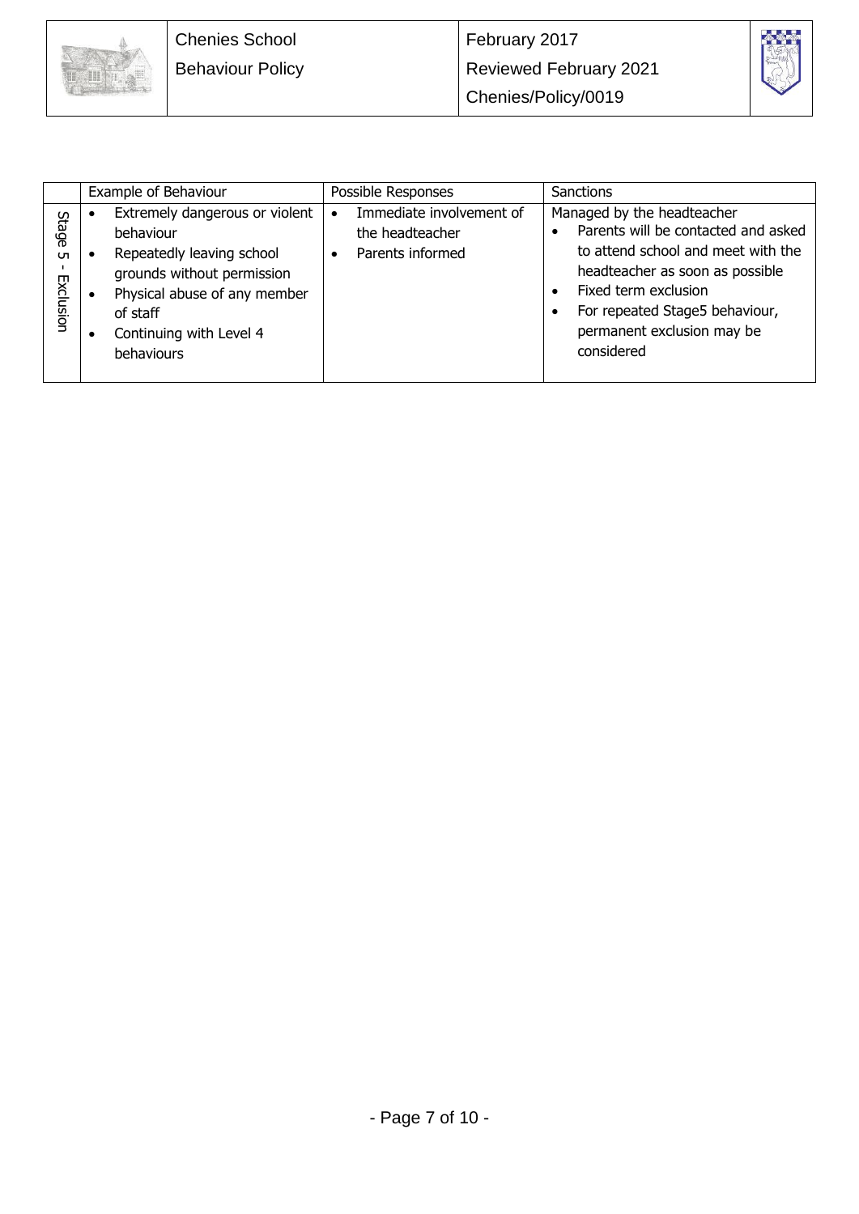| | Example of Behaviour | Possible Responses | Sanctions |
|---|---|---|---|
| Stage 5 - Exclusion | • Extremely dangerous or violent behaviour<br>• Repeatedly leaving school grounds without permission<br>• Physical abuse of any member of staff<br>• Continuing with Level 4 behaviours | • Immediate involvement of the headteacher<br>• Parents informed | Managed by the headteacher<br>• Parents will be contacted and asked to attend school and meet with the headteacher as soon as possible<br>• Fixed term exclusion<br>• For repeated Stage5 behaviour, permanent exclusion may be considered |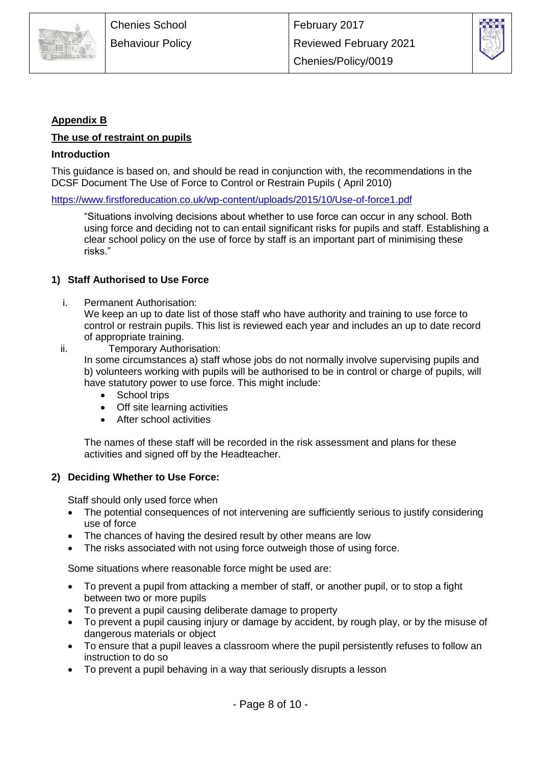**Appendix B**

**The use of restraint on pupils**

**Introduction**

This guidance is based on, and should be read in conjunction with, the recommendations in the DCSF Document The Use of Force to Control or Restrain Pupils ( April 2010)

https://www.firstforeducation.co.uk/wp-content/uploads/2015/10/Use-of-force1.pdf

> "Situations involving decisions about whether to use force can occur in any school. Both using force and deciding not to can entail significant risks for pupils and staff. Establishing a clear school policy on the use of force by staff is an important part of minimising these risks."

## 1) Staff Authorised to Use Force

i. Permanent Authorisation:
   We keep an up to date list of those staff who have authority and training to use force to control or restrain pupils. This list is reviewed each year and includes an up to date record of appropriate training.

ii. Temporary Authorisation:
   In some circumstances a) staff whose jobs do not normally involve supervising pupils and b) volunteers working with pupils will be authorised to be in control or charge of pupils, will have statutory power to use force. This might include:
   - School trips
   - Off site learning activities
   - After school activities

   The names of these staff will be recorded in the risk assessment and plans for these activities and signed off by the Headteacher.

## 2) Deciding Whether to Use Force:

Staff should only used force when

- The potential consequences of not intervening are sufficiently serious to justify considering use of force
- The chances of having the desired result by other means are low
- The risks associated with not using force outweigh those of using force.

Some situations where reasonable force might be used are:

- To prevent a pupil from attacking a member of staff, or another pupil, or to stop a fight between two or more pupils
- To prevent a pupil causing deliberate damage to property
- To prevent a pupil causing injury or damage by accident, by rough play, or by the misuse of dangerous materials or object
- To ensure that a pupil leaves a classroom where the pupil persistently refuses to follow an instruction to do so
- To prevent a pupil behaving in a way that seriously disrupts a lesson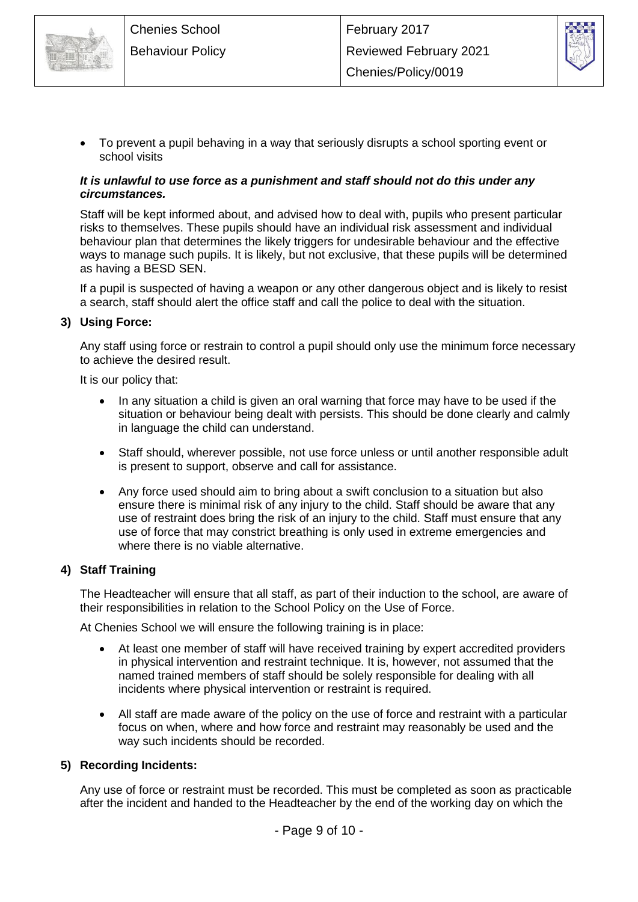- To prevent a pupil behaving in a way that seriously disrupts a school sporting event or school visits

***It is unlawful to use force as a punishment and staff should not do this under any circumstances.***

Staff will be kept informed about, and advised how to deal with, pupils who present particular risks to themselves. These pupils should have an individual risk assessment and individual behaviour plan that determines the likely triggers for undesirable behaviour and the effective ways to manage such pupils. It is likely, but not exclusive, that these pupils will be determined as having a BESD SEN.

If a pupil is suspected of having a weapon or any other dangerous object and is likely to resist a search, staff should alert the office staff and call the police to deal with the situation.

**3) Using Force:**

Any staff using force or restrain to control a pupil should only use the minimum force necessary to achieve the desired result.

It is our policy that:

- In any situation a child is given an oral warning that force may have to be used if the situation or behaviour being dealt with persists. This should be done clearly and calmly in language the child can understand.
- Staff should, wherever possible, not use force unless or until another responsible adult is present to support, observe and call for assistance.
- Any force used should aim to bring about a swift conclusion to a situation but also ensure there is minimal risk of any injury to the child. Staff should be aware that any use of restraint does bring the risk of an injury to the child. Staff must ensure that any use of force that may constrict breathing is only used in extreme emergencies and where there is no viable alternative.

**4) Staff Training**

The Headteacher will ensure that all staff, as part of their induction to the school, are aware of their responsibilities in relation to the School Policy on the Use of Force.

At Chenies School we will ensure the following training is in place:

- At least one member of staff will have received training by expert accredited providers in physical intervention and restraint technique. It is, however, not assumed that the named trained members of staff should be solely responsible for dealing with all incidents where physical intervention or restraint is required.
- All staff are made aware of the policy on the use of force and restraint with a particular focus on when, where and how force and restraint may reasonably be used and the way such incidents should be recorded.

**5) Recording Incidents:**

Any use of force or restraint must be recorded. This must be completed as soon as practicable after the incident and handed to the Headteacher by the end of the working day on which the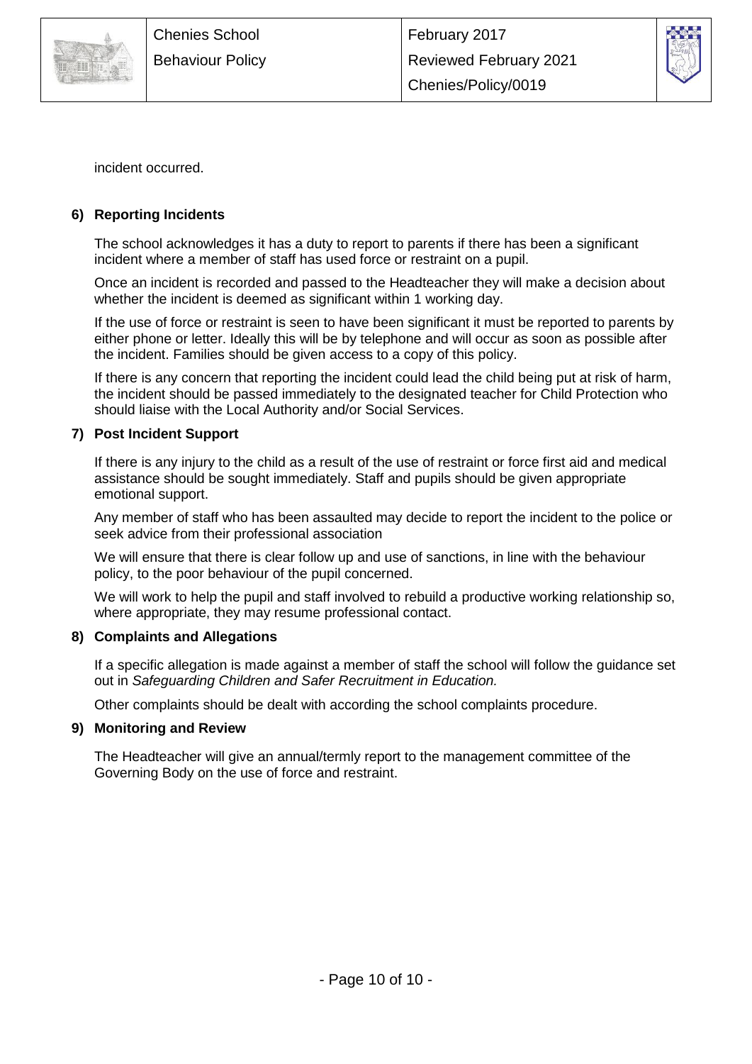incident occurred.

### 6) Reporting Incidents

The school acknowledges it has a duty to report to parents if there has been a significant incident where a member of staff has used force or restraint on a pupil.

Once an incident is recorded and passed to the Headteacher they will make a decision about whether the incident is deemed as significant within 1 working day.

If the use of force or restraint is seen to have been significant it must be reported to parents by either phone or letter. Ideally this will be by telephone and will occur as soon as possible after the incident. Families should be given access to a copy of this policy.

If there is any concern that reporting the incident could lead the child being put at risk of harm, the incident should be passed immediately to the designated teacher for Child Protection who should liaise with the Local Authority and/or Social Services.

### 7) Post Incident Support

If there is any injury to the child as a result of the use of restraint or force first aid and medical assistance should be sought immediately. Staff and pupils should be given appropriate emotional support.

Any member of staff who has been assaulted may decide to report the incident to the police or seek advice from their professional association

We will ensure that there is clear follow up and use of sanctions, in line with the behaviour policy, to the poor behaviour of the pupil concerned.

We will work to help the pupil and staff involved to rebuild a productive working relationship so, where appropriate, they may resume professional contact.

### 8) Complaints and Allegations

If a specific allegation is made against a member of staff the school will follow the guidance set out in *Safeguarding Children and Safer Recruitment in Education.*

Other complaints should be dealt with according the school complaints procedure.

### 9) Monitoring and Review

The Headteacher will give an annual/termly report to the management committee of the Governing Body on the use of force and restraint.